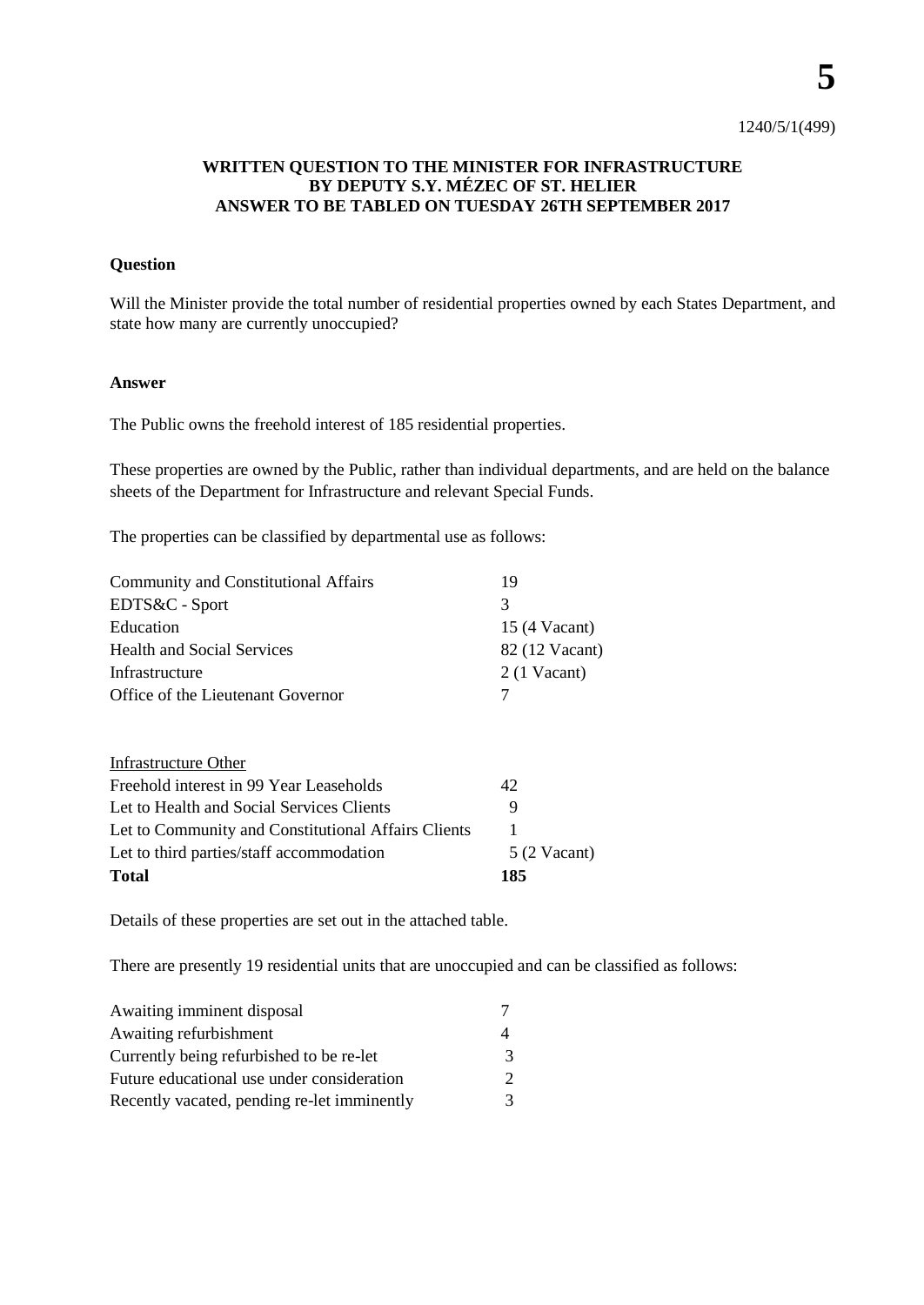**5**

1240/5/1(499)

**WRITTEN QUESTION TO THE MINISTER FOR INFRASTRUCTURE BY DEPUTY S.Y. MÉZEC OF ST. HELIER ANSWER TO BE TABLED ON TUESDAY 26TH SEPTEMBER 2017**

**Question**

Will the Minister provide the total number of residential properties owned by each States Department, and state how many are currently unoccupied?

**Answer**

The Public owns the freehold interest of 185 residential properties.

These properties are owned by the Public, rather than individual departments, and are held on the balance sheets of the Department for Infrastructure and relevant Special Funds.

The properties can be classified by departmental use as follows:

| | |
|---|---|
| Community and Constitutional Affairs | 19 |
| EDTS&C - Sport | 3 |
| Education | 15 (4 Vacant) |
| Health and Social Services | 82 (12 Vacant) |
| Infrastructure | 2 (1 Vacant) |
| Office of the Lieutenant Governor | 7 |
| | |
| Infrastructure Other | |
| Freehold interest in 99 Year Leaseholds | 42 |
| Let to Health and Social Services Clients | 9 |
| Let to Community and Constitutional Affairs Clients | 1 |
| Let to third parties/staff accommodation | 5 (2 Vacant) |
| **Total** | **185** |

Details of these properties are set out in the attached table.

There are presently 19 residential units that are unoccupied and can be classified as follows:

| | |
|---|---|
| Awaiting imminent disposal | 7 |
| Awaiting refurbishment | 4 |
| Currently being refurbished to be re-let | 3 |
| Future educational use under consideration | 2 |
| Recently vacated, pending re-let imminently | 3 |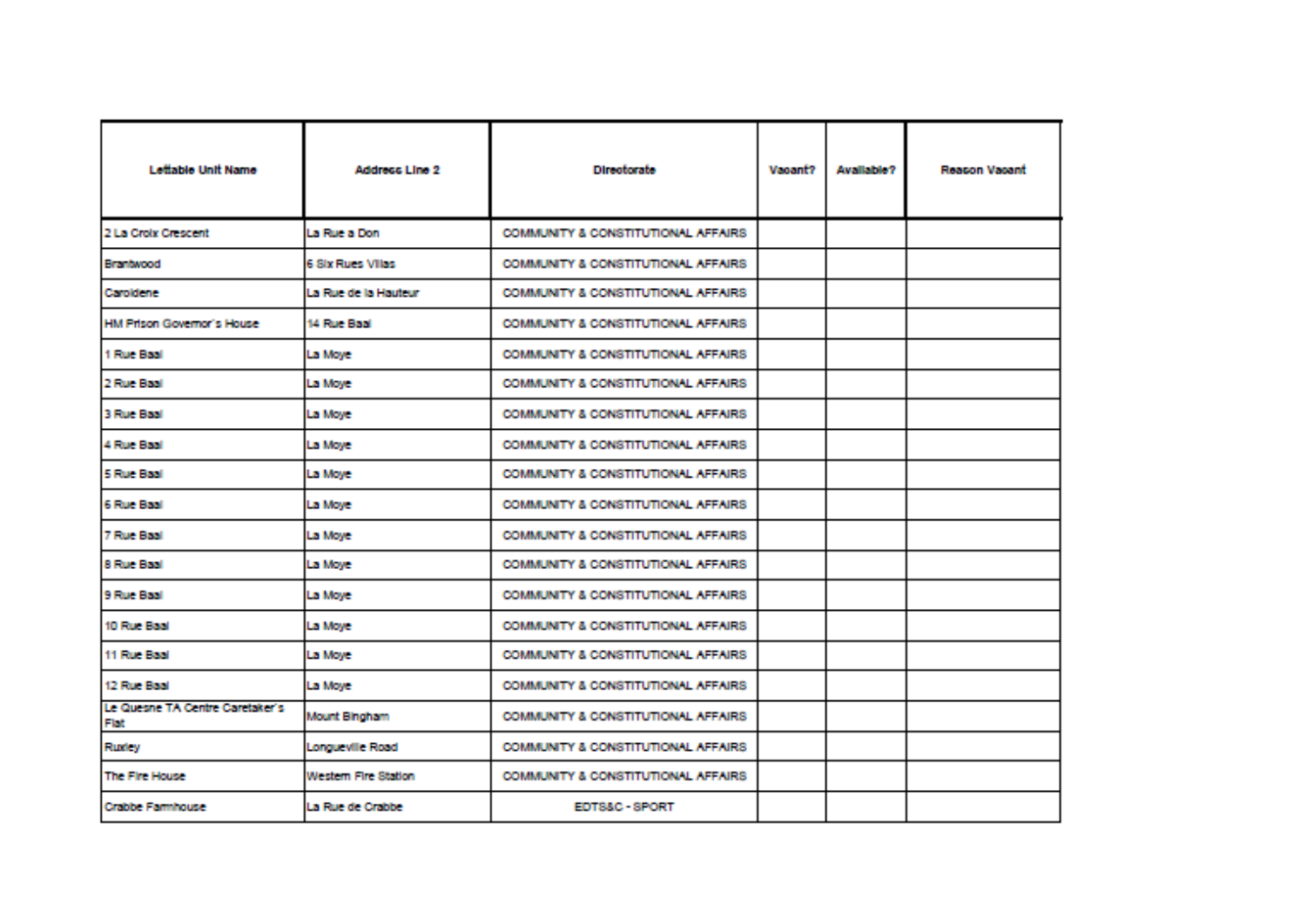| Lettable Unit Name | Address Line 2 | Directorate | Vacant? | Available? | Reason Vacant |
|---|---|---|---|---|---|
| 2 La Croix Crescent | La Rue a Don | COMMUNITY & CONSTITUTIONAL AFFAIRS | | | |
| Brantwood | 6 Six Rues Villas | COMMUNITY & CONSTITUTIONAL AFFAIRS | | | |
| Caroidene | La Rue de la Hauteur | COMMUNITY & CONSTITUTIONAL AFFAIRS | | | |
| HM Prison Governor's House | 14 Rue Baal | COMMUNITY & CONSTITUTIONAL AFFAIRS | | | |
| 1 Rue Baal | La Moye | COMMUNITY & CONSTITUTIONAL AFFAIRS | | | |
| 2 Rue Baal | La Moye | COMMUNITY & CONSTITUTIONAL AFFAIRS | | | |
| 3 Rue Baal | La Moye | COMMUNITY & CONSTITUTIONAL AFFAIRS | | | |
| 4 Rue Baal | La Moye | COMMUNITY & CONSTITUTIONAL AFFAIRS | | | |
| 5 Rue Baal | La Moye | COMMUNITY & CONSTITUTIONAL AFFAIRS | | | |
| 6 Rue Baal | La Moye | COMMUNITY & CONSTITUTIONAL AFFAIRS | | | |
| 7 Rue Baal | La Moye | COMMUNITY & CONSTITUTIONAL AFFAIRS | | | |
| 8 Rue Baal | La Moye | COMMUNITY & CONSTITUTIONAL AFFAIRS | | | |
| 9 Rue Baal | La Moye | COMMUNITY & CONSTITUTIONAL AFFAIRS | | | |
| 10 Rue Baal | La Moye | COMMUNITY & CONSTITUTIONAL AFFAIRS | | | |
| 11 Rue Baal | La Moye | COMMUNITY & CONSTITUTIONAL AFFAIRS | | | |
| 12 Rue Baal | La Moye | COMMUNITY & CONSTITUTIONAL AFFAIRS | | | |
| Le Quesne TA Centre Caretaker's Flat | Mount Bingham | COMMUNITY & CONSTITUTIONAL AFFAIRS | | | |
| Ruxley | Longueville Road | COMMUNITY & CONSTITUTIONAL AFFAIRS | | | |
| The Fire House | Western Fire Station | COMMUNITY & CONSTITUTIONAL AFFAIRS | | | |
| Crabbe Farmhouse | La Rue de Crabbe | EDTS&C - SPORT | | | |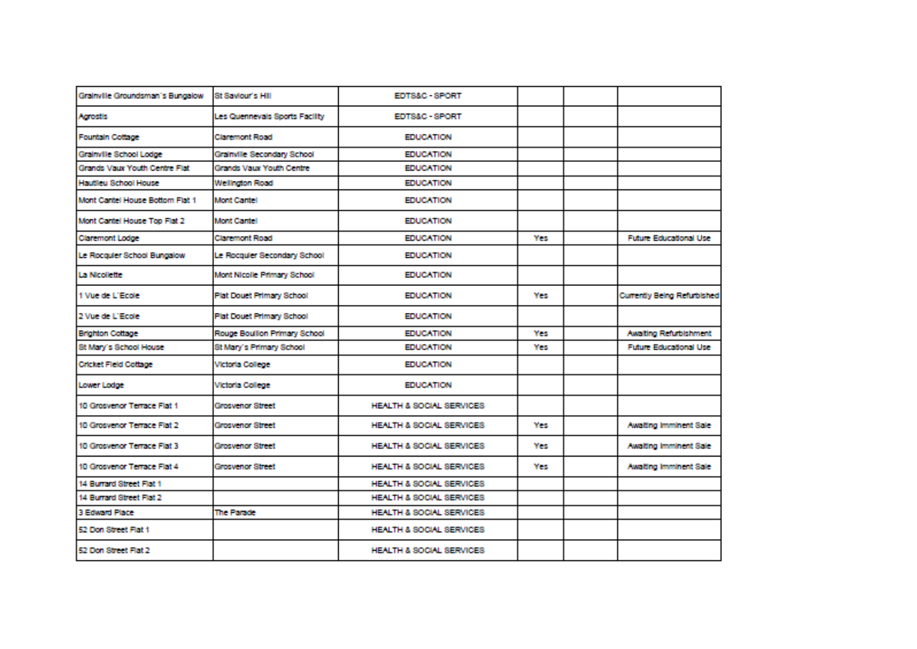| | | | | | |
|---|---|---|---|---|---|
| Grainville Groundsman`s Bungalow | St Saviour's Hill | EDTS&C - SPORT | | | |
| Agrostis | Les Quennevais Sports Facility | EDTS&C - SPORT | | | |
| Fountain Cottage | Claremont Road | EDUCATION | | | |
| Grainville School Lodge | Grainville Secondary School | EDUCATION | | | |
| Grands Vaux Youth Centre Flat | Grands Vaux Youth Centre | EDUCATION | | | |
| Hautlieu School House | Wellington Road | EDUCATION | | | |
| Mont Cantel House Bottom Flat 1 | Mont Cantel | EDUCATION | | | |
| Mont Cantel House Top Flat 2 | Mont Cantel | EDUCATION | | | |
| Claremont Lodge | Claremont Road | EDUCATION | Yes | | Future Educational Use |
| Le Rocquier School Bungalow | Le Rocquier Secondary School | EDUCATION | | | |
| La Nicollette | Mont Nicolle Primary School | EDUCATION | | | |
| 1 Vue de L`Ecole | Plat Douet Primary School | EDUCATION | Yes | | Currently Being Refurbished |
| 2 Vue de L`Ecole | Plat Douet Primary School | EDUCATION | | | |
| Brighton Cottage | Rouge Bouillon Primary School | EDUCATION | Yes | | Awaiting Refurbishment |
| St Mary`s School House | St Mary`s Primary School | EDUCATION | Yes | | Future Educational Use |
| Cricket Field Cottage | Victoria College | EDUCATION | | | |
| Lower Lodge | Victoria College | EDUCATION | | | |
| 10 Grosvenor Terrace Flat 1 | Grosvenor Street | HEALTH & SOCIAL SERVICES | | | |
| 10 Grosvenor Terrace Flat 2 | Grosvenor Street | HEALTH & SOCIAL SERVICES | Yes | | Awaiting Imminent Sale |
| 10 Grosvenor Terrace Flat 3 | Grosvenor Street | HEALTH & SOCIAL SERVICES | Yes | | Awaiting Imminent Sale |
| 10 Grosvenor Terrace Flat 4 | Grosvenor Street | HEALTH & SOCIAL SERVICES | Yes | | Awaiting Imminent Sale |
| 14 Burrard Street Flat 1 | | HEALTH & SOCIAL SERVICES | | | |
| 14 Burrard Street Flat 2 | | HEALTH & SOCIAL SERVICES | | | |
| 3 Edward Place | The Parade | HEALTH & SOCIAL SERVICES | | | |
| 52 Don Street Flat 1 | | HEALTH & SOCIAL SERVICES | | | |
| 52 Don Street Flat 2 | | HEALTH & SOCIAL SERVICES | | | |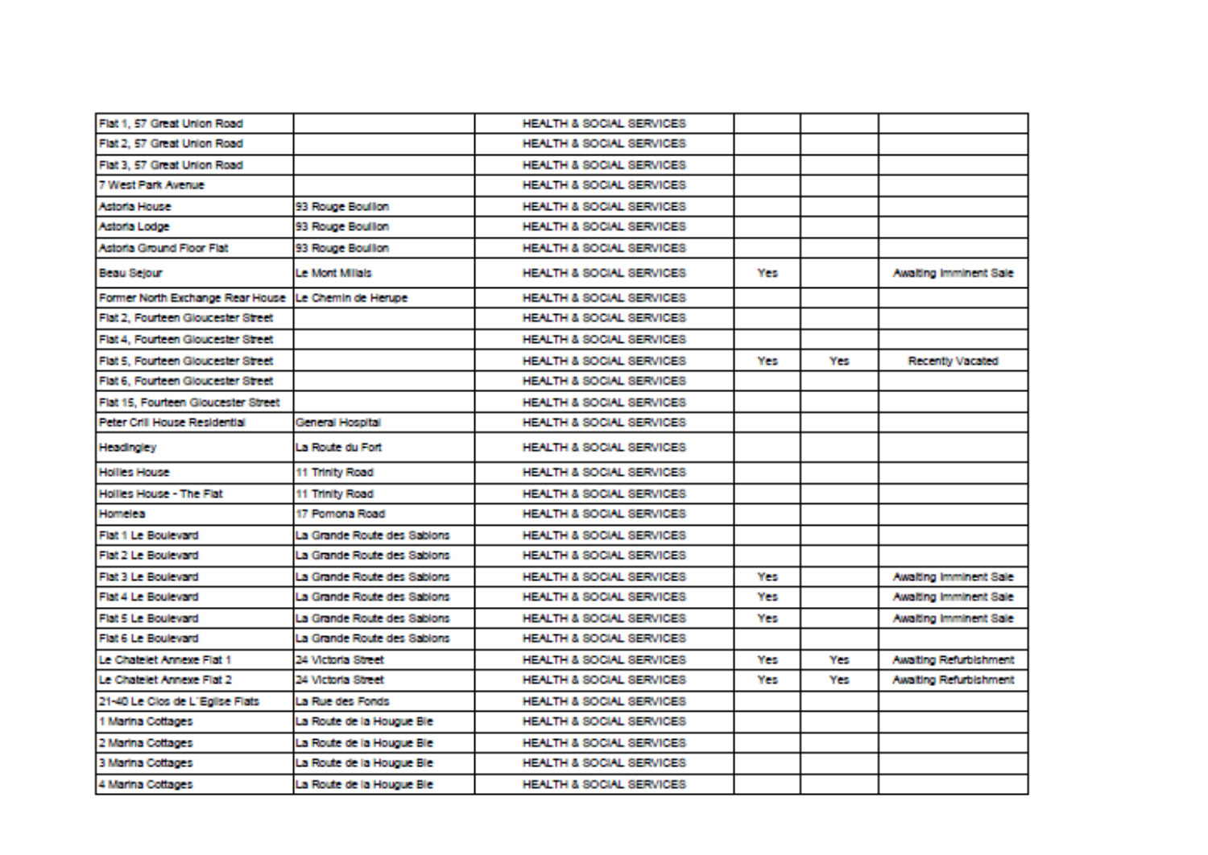| | | | | | |
|---|---|---|---|---|---|
| Flat 1, 57 Great Union Road | | HEALTH & SOCIAL SERVICES | | | |
| Flat 2, 57 Great Union Road | | HEALTH & SOCIAL SERVICES | | | |
| Flat 3, 57 Great Union Road | | HEALTH & SOCIAL SERVICES | | | |
| 7 West Park Avenue | | HEALTH & SOCIAL SERVICES | | | |
| Astoria House | 93 Rouge Bouillon | HEALTH & SOCIAL SERVICES | | | |
| Astoria Lodge | 93 Rouge Bouillon | HEALTH & SOCIAL SERVICES | | | |
| Astoria Ground Floor Flat | 93 Rouge Bouillon | HEALTH & SOCIAL SERVICES | | | |
| Beau Sejour | Le Mont Millais | HEALTH & SOCIAL SERVICES | Yes | | Awaiting Imminent Sale |
| Former North Exchange Rear House | Le Chemin de Herupe | HEALTH & SOCIAL SERVICES | | | |
| Flat 2, Fourteen Gloucester Street | | HEALTH & SOCIAL SERVICES | | | |
| Flat 4, Fourteen Gloucester Street | | HEALTH & SOCIAL SERVICES | | | |
| Flat 5, Fourteen Gloucester Street | | HEALTH & SOCIAL SERVICES | Yes | Yes | Recently Vacated |
| Flat 6, Fourteen Gloucester Street | | HEALTH & SOCIAL SERVICES | | | |
| Flat 15, Fourteen Gloucester Street | | HEALTH & SOCIAL SERVICES | | | |
| Peter Crill House Residential | General Hospital | HEALTH & SOCIAL SERVICES | | | |
| Headingley | La Route du Fort | HEALTH & SOCIAL SERVICES | | | |
| Hollies House | 11 Trinity Road | HEALTH & SOCIAL SERVICES | | | |
| Hollies House - The Flat | 11 Trinity Road | HEALTH & SOCIAL SERVICES | | | |
| Homelea | 17 Pomona Road | HEALTH & SOCIAL SERVICES | | | |
| Flat 1 Le Boulevard | La Grande Route des Sablons | HEALTH & SOCIAL SERVICES | | | |
| Flat 2 Le Boulevard | La Grande Route des Sablons | HEALTH & SOCIAL SERVICES | | | |
| Flat 3 Le Boulevard | La Grande Route des Sablons | HEALTH & SOCIAL SERVICES | Yes | | Awaiting Imminent Sale |
| Flat 4 Le Boulevard | La Grande Route des Sablons | HEALTH & SOCIAL SERVICES | Yes | | Awaiting Imminent Sale |
| Flat 5 Le Boulevard | La Grande Route des Sablons | HEALTH & SOCIAL SERVICES | Yes | | Awaiting Imminent Sale |
| Flat 6 Le Boulevard | La Grande Route des Sablons | HEALTH & SOCIAL SERVICES | | | |
| Le Chatelet Annexe Flat 1 | 24 Victoria Street | HEALTH & SOCIAL SERVICES | Yes | Yes | Awaiting Refurbishment |
| Le Chatelet Annexe Flat 2 | 24 Victoria Street | HEALTH & SOCIAL SERVICES | Yes | Yes | Awaiting Refurbishment |
| 21-40 Le Clos de L'Eglise Flats | La Rue des Fonds | HEALTH & SOCIAL SERVICES | | | |
| 1 Marina Cottages | La Route de la Hougue Bie | HEALTH & SOCIAL SERVICES | | | |
| 2 Marina Cottages | La Route de la Hougue Bie | HEALTH & SOCIAL SERVICES | | | |
| 3 Marina Cottages | La Route de la Hougue Bie | HEALTH & SOCIAL SERVICES | | | |
| 4 Marina Cottages | La Route de la Hougue Bie | HEALTH & SOCIAL SERVICES | | | |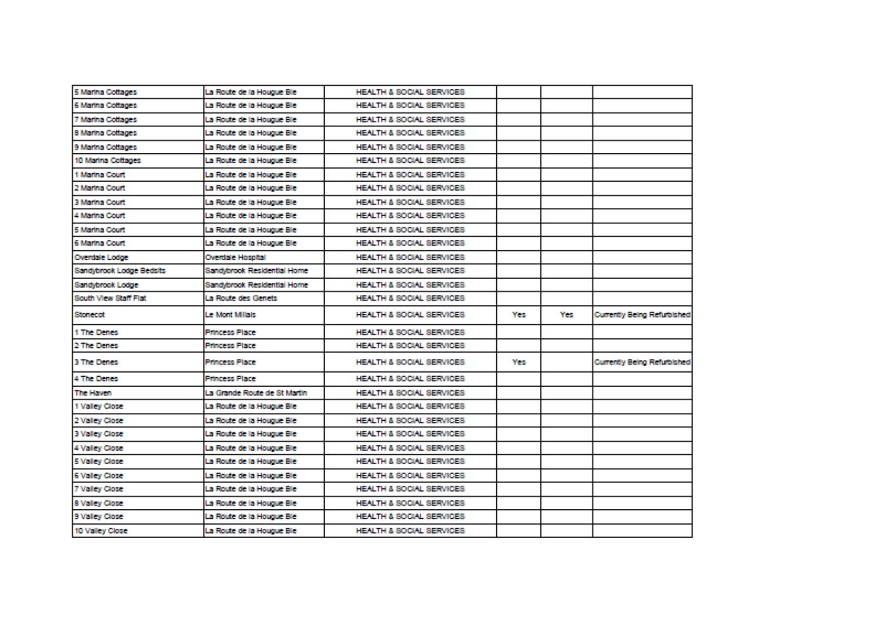| | | | | | |
|---|---|---|---|---|---|
| 5 Marina Cottages | La Route de la Hougue Bie | HEALTH & SOCIAL SERVICES | | | |
| 6 Marina Cottages | La Route de la Hougue Bie | HEALTH & SOCIAL SERVICES | | | |
| 7 Marina Cottages | La Route de la Hougue Bie | HEALTH & SOCIAL SERVICES | | | |
| 8 Marina Cottages | La Route de la Hougue Bie | HEALTH & SOCIAL SERVICES | | | |
| 9 Marina Cottages | La Route de la Hougue Bie | HEALTH & SOCIAL SERVICES | | | |
| 10 Marina Cottages | La Route de la Hougue Bie | HEALTH & SOCIAL SERVICES | | | |
| 1 Marina Court | La Route de la Hougue Bie | HEALTH & SOCIAL SERVICES | | | |
| 2 Marina Court | La Route de la Hougue Bie | HEALTH & SOCIAL SERVICES | | | |
| 3 Marina Court | La Route de la Hougue Bie | HEALTH & SOCIAL SERVICES | | | |
| 4 Marina Court | La Route de la Hougue Bie | HEALTH & SOCIAL SERVICES | | | |
| 5 Marina Court | La Route de la Hougue Bie | HEALTH & SOCIAL SERVICES | | | |
| 6 Marina Court | La Route de la Hougue Bie | HEALTH & SOCIAL SERVICES | | | |
| Overdale Lodge | Overdale Hospital | HEALTH & SOCIAL SERVICES | | | |
| Sandybrook Lodge Bedsits | Sandybrook Residential Home | HEALTH & SOCIAL SERVICES | | | |
| Sandybrook Lodge | Sandybrook Residential Home | HEALTH & SOCIAL SERVICES | | | |
| South View Staff Flat | La Route des Genets | HEALTH & SOCIAL SERVICES | | | |
| Stonecot | Le Mont Millais | HEALTH & SOCIAL SERVICES | Yes | Yes | Currently Being Refurbished |
| 1 The Denes | Princess Place | HEALTH & SOCIAL SERVICES | | | |
| 2 The Denes | Princess Place | HEALTH & SOCIAL SERVICES | | | |
| 3 The Denes | Princess Place | HEALTH & SOCIAL SERVICES | Yes | | Currently Being Refurbished |
| 4 The Denes | Princess Place | HEALTH & SOCIAL SERVICES | | | |
| The Haven | La Grande Route de St Martin | HEALTH & SOCIAL SERVICES | | | |
| 1 Valley Close | La Route de la Hougue Bie | HEALTH & SOCIAL SERVICES | | | |
| 2 Valley Close | La Route de la Hougue Bie | HEALTH & SOCIAL SERVICES | | | |
| 3 Valley Close | La Route de la Hougue Bie | HEALTH & SOCIAL SERVICES | | | |
| 4 Valley Close | La Route de la Hougue Bie | HEALTH & SOCIAL SERVICES | | | |
| 5 Valley Close | La Route de la Hougue Bie | HEALTH & SOCIAL SERVICES | | | |
| 6 Valley Close | La Route de la Hougue Bie | HEALTH & SOCIAL SERVICES | | | |
| 7 Valley Close | La Route de la Hougue Bie | HEALTH & SOCIAL SERVICES | | | |
| 8 Valley Close | La Route de la Hougue Bie | HEALTH & SOCIAL SERVICES | | | |
| 9 Valley Close | La Route de la Hougue Bie | HEALTH & SOCIAL SERVICES | | | |
| 10 Valley Close | La Route de la Hougue Bie | HEALTH & SOCIAL SERVICES | | | |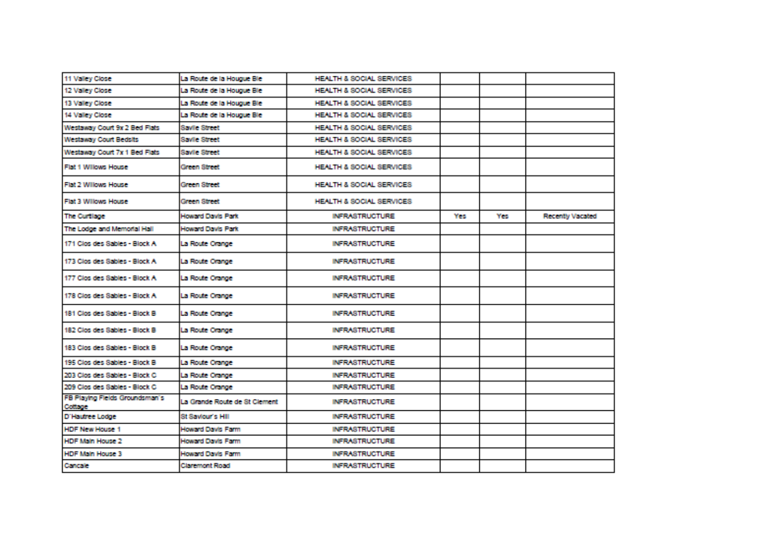| | | | | | |
|---|---|---|---|---|---|
| 11 Valley Close | La Route de la Hougue Bie | HEALTH & SOCIAL SERVICES | | | |
| 12 Valley Close | La Route de la Hougue Bie | HEALTH & SOCIAL SERVICES | | | |
| 13 Valley Close | La Route de la Hougue Bie | HEALTH & SOCIAL SERVICES | | | |
| 14 Valley Close | La Route de la Hougue Bie | HEALTH & SOCIAL SERVICES | | | |
| Westaway Court 9x 2 Bed Flats | Savile Street | HEALTH & SOCIAL SERVICES | | | |
| Westaway Court Bedsits | Savile Street | HEALTH & SOCIAL SERVICES | | | |
| Westaway Court 7x 1 Bed Flats | Savile Street | HEALTH & SOCIAL SERVICES | | | |
| Flat 1 Willows House | Green Street | HEALTH & SOCIAL SERVICES | | | |
| Flat 2 Willows House | Green Street | HEALTH & SOCIAL SERVICES | | | |
| Flat 3 Willows House | Green Street | HEALTH & SOCIAL SERVICES | | | |
| The Curtilage | Howard Davis Park | INFRASTRUCTURE | Yes | Yes | Recently Vacated |
| The Lodge and Memorial Hall | Howard Davis Park | INFRASTRUCTURE | | | |
| 171 Clos des Sables - Block A | La Route Orange | INFRASTRUCTURE | | | |
| 173 Clos des Sables - Block A | La Route Orange | INFRASTRUCTURE | | | |
| 177 Clos des Sables - Block A | La Route Orange | INFRASTRUCTURE | | | |
| 178 Clos des Sables - Block A | La Route Orange | INFRASTRUCTURE | | | |
| 181 Clos des Sables - Block B | La Route Orange | INFRASTRUCTURE | | | |
| 182 Clos des Sables - Block B | La Route Orange | INFRASTRUCTURE | | | |
| 183 Clos des Sables - Block B | La Route Orange | INFRASTRUCTURE | | | |
| 195 Clos des Sables - Block B | La Route Orange | INFRASTRUCTURE | | | |
| 203 Clos des Sables - Block C | La Route Orange | INFRASTRUCTURE | | | |
| 209 Clos des Sables - Block C | La Route Orange | INFRASTRUCTURE | | | |
| FB Playing Fields Groundsman's Cottage | La Grande Route de St Clement | INFRASTRUCTURE | | | |
| D'Hautree Lodge | St Saviour's Hill | INFRASTRUCTURE | | | |
| HDF New House 1 | Howard Davis Farm | INFRASTRUCTURE | | | |
| HDF Main House 2 | Howard Davis Farm | INFRASTRUCTURE | | | |
| HDF Main House 3 | Howard Davis Farm | INFRASTRUCTURE | | | |
| Cancale | Claremont Road | INFRASTRUCTURE | | | |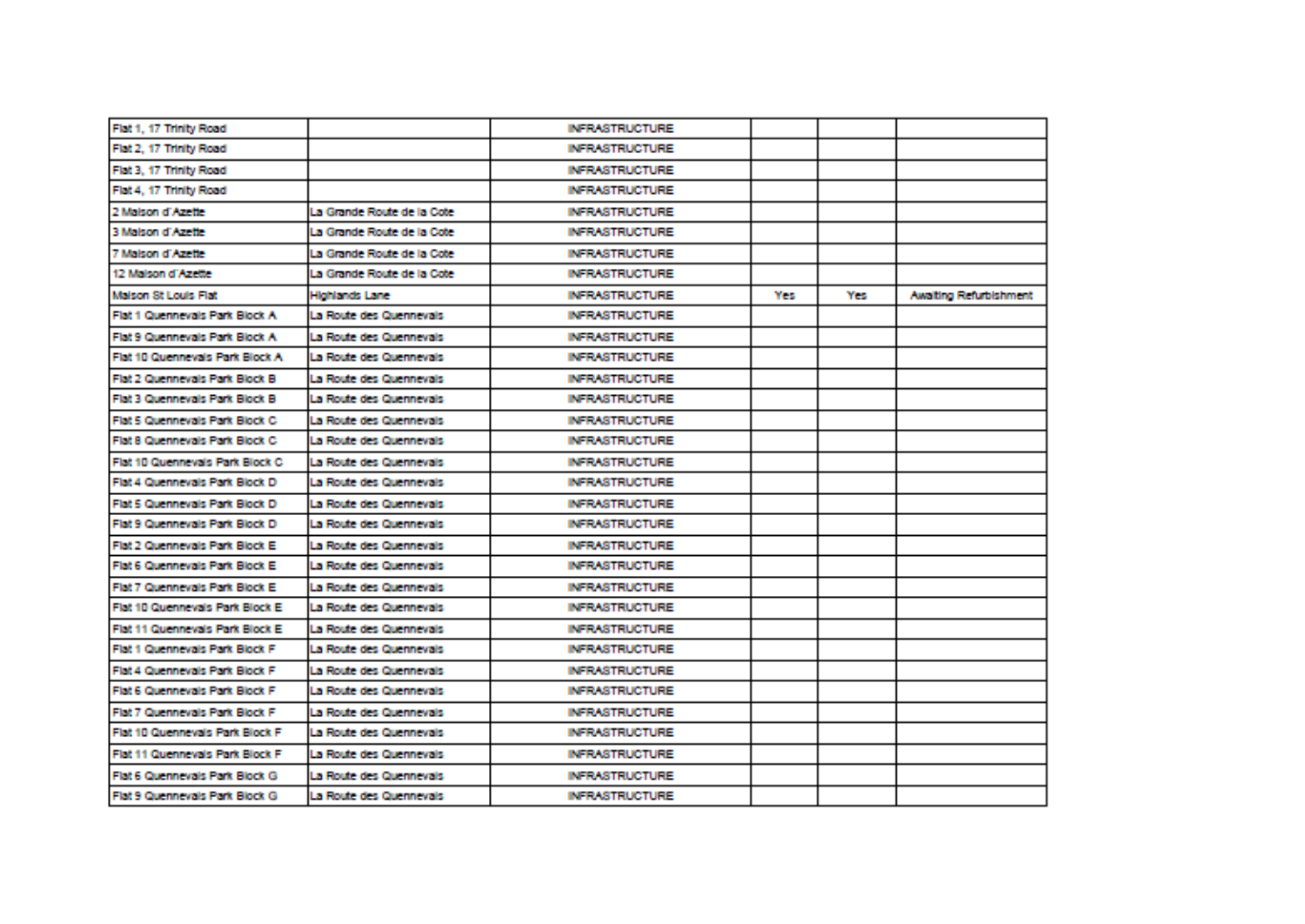| | | | | | |
|---|---|---|---|---|---|
| Flat 1, 17 Trinity Road | | INFRASTRUCTURE | | | |
| Flat 2, 17 Trinity Road | | INFRASTRUCTURE | | | |
| Flat 3, 17 Trinity Road | | INFRASTRUCTURE | | | |
| Flat 4, 17 Trinity Road | | INFRASTRUCTURE | | | |
| 2 Maison d'Azette | La Grande Route de la Cote | INFRASTRUCTURE | | | |
| 3 Maison d'Azette | La Grande Route de la Cote | INFRASTRUCTURE | | | |
| 7 Maison d'Azette | La Grande Route de la Cote | INFRASTRUCTURE | | | |
| 12 Maison d'Azette | La Grande Route de la Cote | INFRASTRUCTURE | | | |
| Maison St Louis Flat | Highlands Lane | INFRASTRUCTURE | Yes | Yes | Awaiting Refurbishment |
| Flat 1 Quennevais Park Block A | La Route des Quennevais | INFRASTRUCTURE | | | |
| Flat 9 Quennevais Park Block A | La Route des Quennevais | INFRASTRUCTURE | | | |
| Flat 10 Quennevais Park Block A | La Route des Quennevais | INFRASTRUCTURE | | | |
| Flat 2 Quennevais Park Block B | La Route des Quennevais | INFRASTRUCTURE | | | |
| Flat 3 Quennevais Park Block B | La Route des Quennevais | INFRASTRUCTURE | | | |
| Flat 5 Quennevais Park Block C | La Route des Quennevais | INFRASTRUCTURE | | | |
| Flat 8 Quennevais Park Block C | La Route des Quennevais | INFRASTRUCTURE | | | |
| Flat 10 Quennevais Park Block C | La Route des Quennevais | INFRASTRUCTURE | | | |
| Flat 4 Quennevais Park Block D | La Route des Quennevais | INFRASTRUCTURE | | | |
| Flat 5 Quennevais Park Block D | La Route des Quennevais | INFRASTRUCTURE | | | |
| Flat 9 Quennevais Park Block D | La Route des Quennevais | INFRASTRUCTURE | | | |
| Flat 2 Quennevais Park Block E | La Route des Quennevais | INFRASTRUCTURE | | | |
| Flat 6 Quennevais Park Block E | La Route des Quennevais | INFRASTRUCTURE | | | |
| Flat 7 Quennevais Park Block E | La Route des Quennevais | INFRASTRUCTURE | | | |
| Flat 10 Quennevais Park Block E | La Route des Quennevais | INFRASTRUCTURE | | | |
| Flat 11 Quennevais Park Block E | La Route des Quennevais | INFRASTRUCTURE | | | |
| Flat 1 Quennevais Park Block F | La Route des Quennevais | INFRASTRUCTURE | | | |
| Flat 4 Quennevais Park Block F | La Route des Quennevais | INFRASTRUCTURE | | | |
| Flat 6 Quennevais Park Block F | La Route des Quennevais | INFRASTRUCTURE | | | |
| Flat 7 Quennevais Park Block F | La Route des Quennevais | INFRASTRUCTURE | | | |
| Flat 10 Quennevais Park Block F | La Route des Quennevais | INFRASTRUCTURE | | | |
| Flat 11 Quennevais Park Block F | La Route des Quennevais | INFRASTRUCTURE | | | |
| Flat 6 Quennevais Park Block G | La Route des Quennevais | INFRASTRUCTURE | | | |
| Flat 9 Quennevais Park Block G | La Route des Quennevais | INFRASTRUCTURE | | | |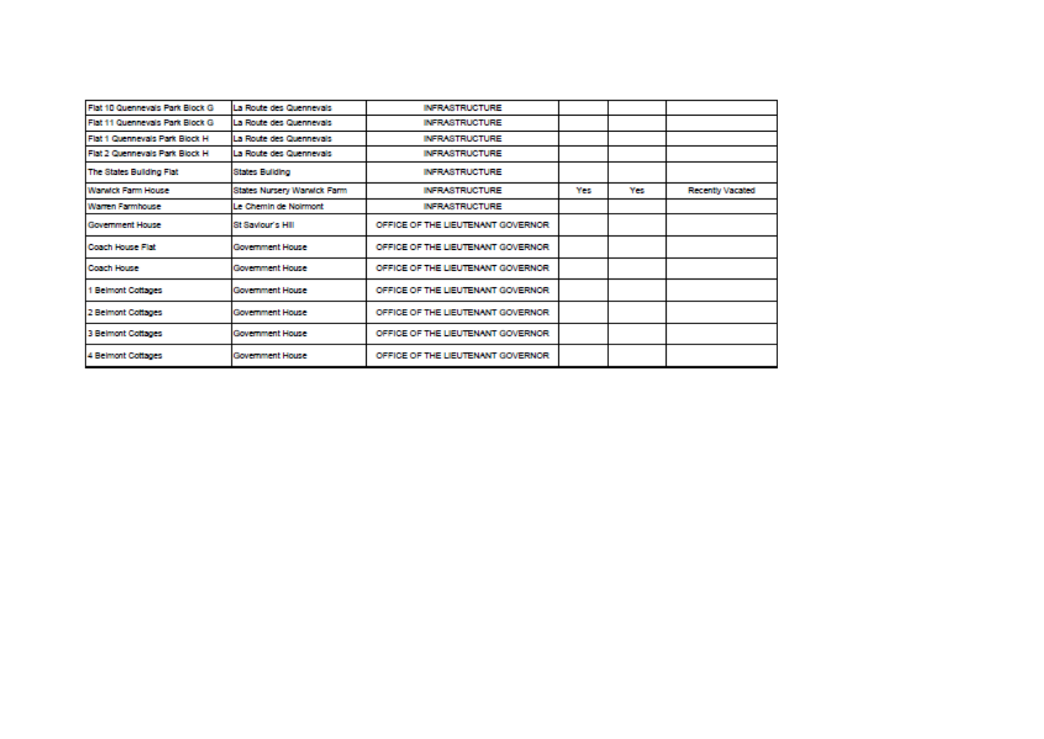| | | | | | |
|---|---|---|---|---|---|
| Flat 10 Quennevais Park Block G | La Route des Quennevais | INFRASTRUCTURE | | | |
| Flat 11 Quennevais Park Block G | La Route des Quennevais | INFRASTRUCTURE | | | |
| Flat 1 Quennevais Park Block H | La Route des Quennevais | INFRASTRUCTURE | | | |
| Flat 2 Quennevais Park Block H | La Route des Quennevais | INFRASTRUCTURE | | | |
| The States Building Flat | States Building | INFRASTRUCTURE | | | |
| Warwick Farm House | States Nursery Warwick Farm | INFRASTRUCTURE | Yes | Yes | Recently Vacated |
| Warren Farmhouse | Le Chemin de Noirmont | INFRASTRUCTURE | | | |
| Government House | St Saviour's Hill | OFFICE OF THE LIEUTENANT GOVERNOR | | | |
| Coach House Flat | Government House | OFFICE OF THE LIEUTENANT GOVERNOR | | | |
| Coach House | Government House | OFFICE OF THE LIEUTENANT GOVERNOR | | | |
| 1 Belmont Cottages | Government House | OFFICE OF THE LIEUTENANT GOVERNOR | | | |
| 2 Belmont Cottages | Government House | OFFICE OF THE LIEUTENANT GOVERNOR | | | |
| 3 Belmont Cottages | Government House | OFFICE OF THE LIEUTENANT GOVERNOR | | | |
| 4 Belmont Cottages | Government House | OFFICE OF THE LIEUTENANT GOVERNOR | | | |